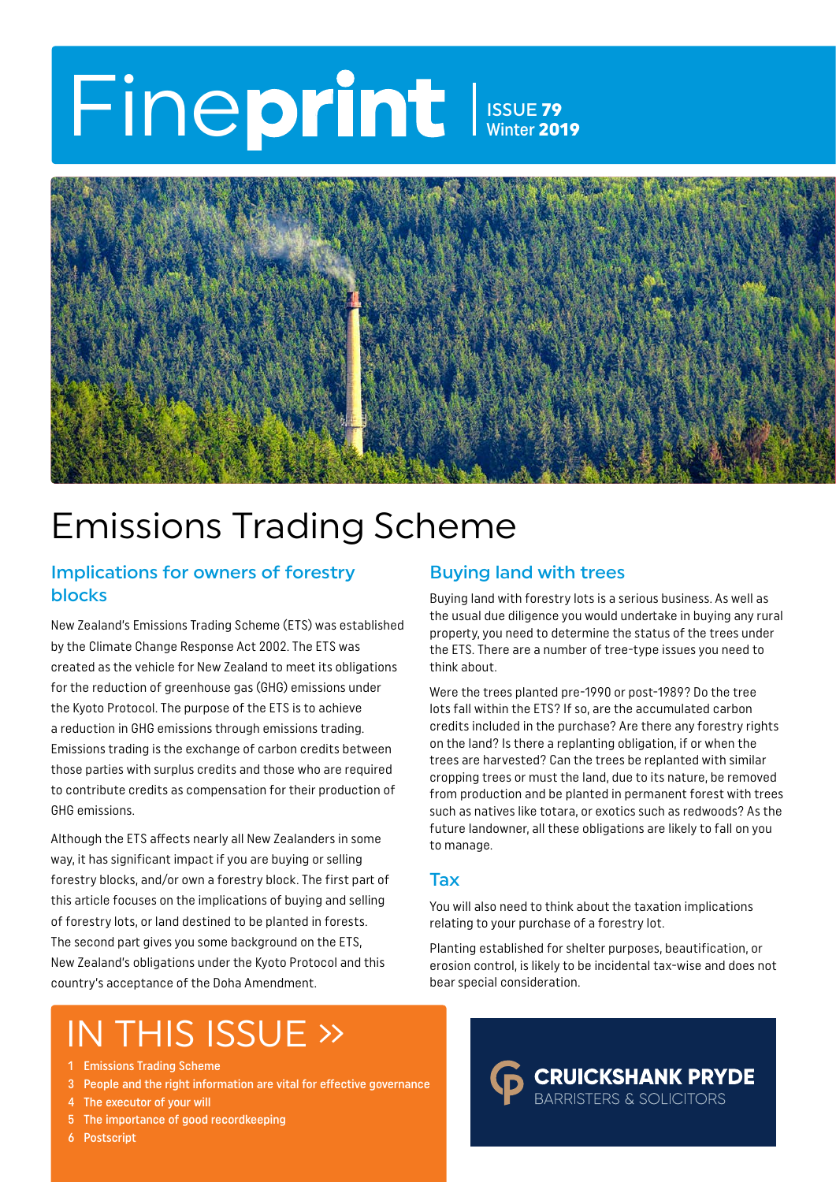# Fineprint

ISSUE 79
Winter 2019

# Emissions Trading Scheme

## Implications for owners of forestry blocks

New Zealand's Emissions Trading Scheme (ETS) was established by the Climate Change Response Act 2002. The ETS was created as the vehicle for New Zealand to meet its obligations for the reduction of greenhouse gas (GHG) emissions under the Kyoto Protocol. The purpose of the ETS is to achieve a reduction in GHG emissions through emissions trading. Emissions trading is the exchange of carbon credits between those parties with surplus credits and those who are required to contribute credits as compensation for their production of GHG emissions.

Although the ETS affects nearly all New Zealanders in some way, it has significant impact if you are buying or selling forestry blocks, and/or own a forestry block. The first part of this article focuses on the implications of buying and selling of forestry lots, or land destined to be planted in forests. The second part gives you some background on the ETS, New Zealand's obligations under the Kyoto Protocol and this country's acceptance of the Doha Amendment.

## Buying land with trees

Buying land with forestry lots is a serious business. As well as the usual due diligence you would undertake in buying any rural property, you need to determine the status of the trees under the ETS. There are a number of tree-type issues you need to think about.

Were the trees planted pre-1990 or post-1989? Do the tree lots fall within the ETS? If so, are the accumulated carbon credits included in the purchase? Are there any forestry rights on the land? Is there a replanting obligation, if or when the trees are harvested? Can the trees be replanted with similar cropping trees or must the land, due to its nature, be removed from production and be planted in permanent forest with trees such as natives like totara, or exotics such as redwoods? As the future landowner, all these obligations are likely to fall on you to manage.

## Tax

You will also need to think about the taxation implications relating to your purchase of a forestry lot.

Planting established for shelter purposes, beautification, or erosion control, is likely to be incidental tax-wise and does not bear special consideration.

## IN THIS ISSUE »

1 Emissions Trading Scheme
3 People and the right information are vital for effective governance
4 The executor of your will
5 The importance of good recordkeeping
6 Postscript

CRUICKSHANK PRYDE
BARRISTERS & SOLICITORS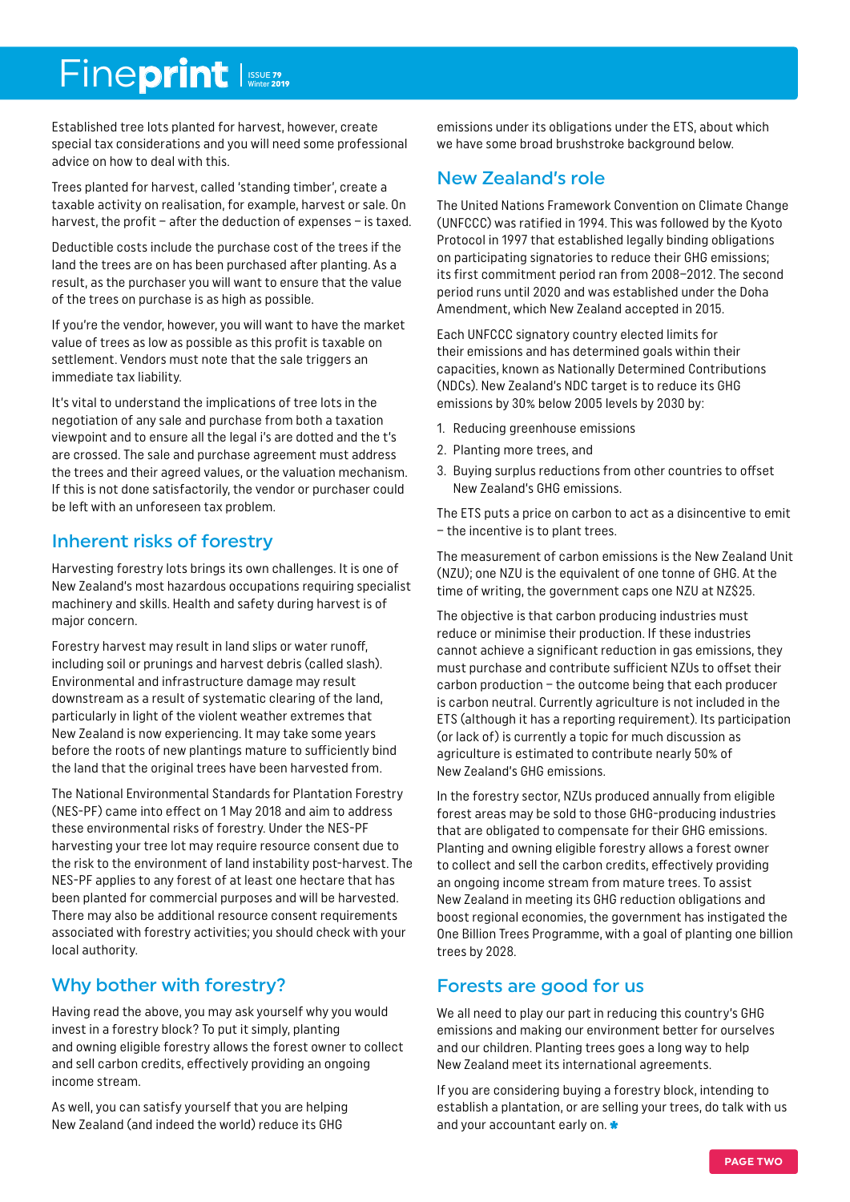Established tree lots planted for harvest, however, create special tax considerations and you will need some professional advice on how to deal with this.

Trees planted for harvest, called 'standing timber', create a taxable activity on realisation, for example, harvest or sale. On harvest, the profit – after the deduction of expenses – is taxed.

Deductible costs include the purchase cost of the trees if the land the trees are on has been purchased after planting. As a result, as the purchaser you will want to ensure that the value of the trees on purchase is as high as possible.

If you're the vendor, however, you will want to have the market value of trees as low as possible as this profit is taxable on settlement. Vendors must note that the sale triggers an immediate tax liability.

It's vital to understand the implications of tree lots in the negotiation of any sale and purchase from both a taxation viewpoint and to ensure all the legal i's are dotted and the t's are crossed. The sale and purchase agreement must address the trees and their agreed values, or the valuation mechanism. If this is not done satisfactorily, the vendor or purchaser could be left with an unforeseen tax problem.

## Inherent risks of forestry

Harvesting forestry lots brings its own challenges. It is one of New Zealand's most hazardous occupations requiring specialist machinery and skills. Health and safety during harvest is of major concern.

Forestry harvest may result in land slips or water runoff, including soil or prunings and harvest debris (called slash). Environmental and infrastructure damage may result downstream as a result of systematic clearing of the land, particularly in light of the violent weather extremes that New Zealand is now experiencing. It may take some years before the roots of new plantings mature to sufficiently bind the land that the original trees have been harvested from.

The National Environmental Standards for Plantation Forestry (NES-PF) came into effect on 1 May 2018 and aim to address these environmental risks of forestry. Under the NES-PF harvesting your tree lot may require resource consent due to the risk to the environment of land instability post-harvest. The NES-PF applies to any forest of at least one hectare that has been planted for commercial purposes and will be harvested. There may also be additional resource consent requirements associated with forestry activities; you should check with your local authority.

## Why bother with forestry?

Having read the above, you may ask yourself why you would invest in a forestry block? To put it simply, planting and owning eligible forestry allows the forest owner to collect and sell carbon credits, effectively providing an ongoing income stream.

As well, you can satisfy yourself that you are helping New Zealand (and indeed the world) reduce its GHG emissions under its obligations under the ETS, about which we have some broad brushstroke background below.

## New Zealand's role

The United Nations Framework Convention on Climate Change (UNFCCC) was ratified in 1994. This was followed by the Kyoto Protocol in 1997 that established legally binding obligations on participating signatories to reduce their GHG emissions; its first commitment period ran from 2008–2012. The second period runs until 2020 and was established under the Doha Amendment, which New Zealand accepted in 2015.

Each UNFCCC signatory country elected limits for their emissions and has determined goals within their capacities, known as Nationally Determined Contributions (NDCs). New Zealand's NDC target is to reduce its GHG emissions by 30% below 2005 levels by 2030 by:

1. Reducing greenhouse emissions
2. Planting more trees, and
3. Buying surplus reductions from other countries to offset New Zealand's GHG emissions.

The ETS puts a price on carbon to act as a disincentive to emit – the incentive is to plant trees.

The measurement of carbon emissions is the New Zealand Unit (NZU); one NZU is the equivalent of one tonne of GHG. At the time of writing, the government caps one NZU at NZ$25.

The objective is that carbon producing industries must reduce or minimise their production. If these industries cannot achieve a significant reduction in gas emissions, they must purchase and contribute sufficient NZUs to offset their carbon production – the outcome being that each producer is carbon neutral. Currently agriculture is not included in the ETS (although it has a reporting requirement). Its participation (or lack of) is currently a topic for much discussion as agriculture is estimated to contribute nearly 50% of New Zealand's GHG emissions.

In the forestry sector, NZUs produced annually from eligible forest areas may be sold to those GHG-producing industries that are obligated to compensate for their GHG emissions. Planting and owning eligible forestry allows a forest owner to collect and sell the carbon credits, effectively providing an ongoing income stream from mature trees. To assist New Zealand in meeting its GHG reduction obligations and boost regional economies, the government has instigated the One Billion Trees Programme, with a goal of planting one billion trees by 2028.

## Forests are good for us

We all need to play our part in reducing this country's GHG emissions and making our environment better for ourselves and our children. Planting trees goes a long way to help New Zealand meet its international agreements.

If you are considering buying a forestry block, intending to establish a plantation, or are selling your trees, do talk with us and your accountant early on. ✱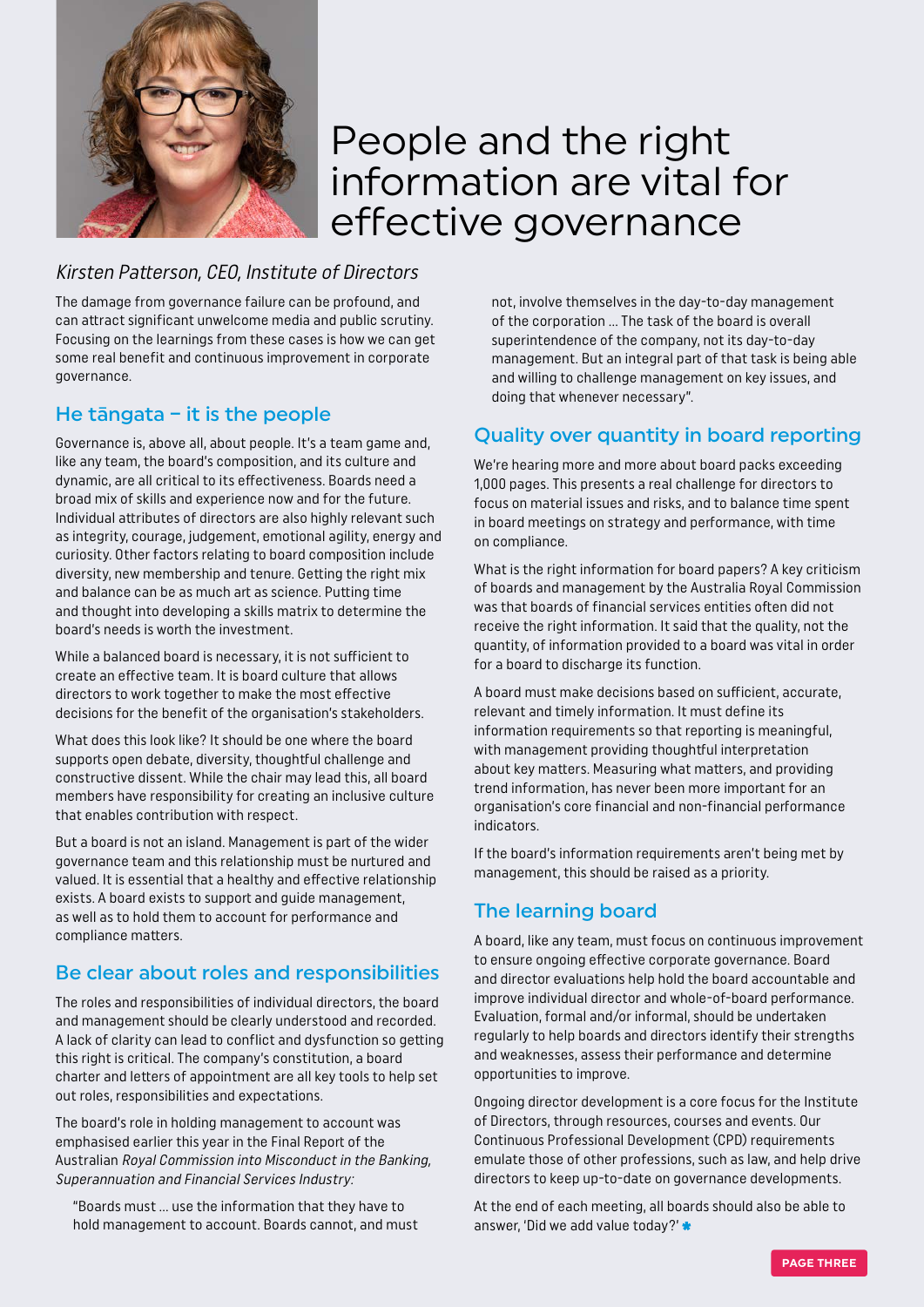# People and the right information are vital for effective governance

*Kirsten Patterson, CEO, Institute of Directors*

The damage from governance failure can be profound, and can attract significant unwelcome media and public scrutiny. Focusing on the learnings from these cases is how we can get some real benefit and continuous improvement in corporate governance.

## He tāngata – it is the people

Governance is, above all, about people. It's a team game and, like any team, the board's composition, and its culture and dynamic, are all critical to its effectiveness. Boards need a broad mix of skills and experience now and for the future. Individual attributes of directors are also highly relevant such as integrity, courage, judgement, emotional agility, energy and curiosity. Other factors relating to board composition include diversity, new membership and tenure. Getting the right mix and balance can be as much art as science. Putting time and thought into developing a skills matrix to determine the board's needs is worth the investment.

While a balanced board is necessary, it is not sufficient to create an effective team. It is board culture that allows directors to work together to make the most effective decisions for the benefit of the organisation's stakeholders.

What does this look like? It should be one where the board supports open debate, diversity, thoughtful challenge and constructive dissent. While the chair may lead this, all board members have responsibility for creating an inclusive culture that enables contribution with respect.

But a board is not an island. Management is part of the wider governance team and this relationship must be nurtured and valued. It is essential that a healthy and effective relationship exists. A board exists to support and guide management, as well as to hold them to account for performance and compliance matters.

## Be clear about roles and responsibilities

The roles and responsibilities of individual directors, the board and management should be clearly understood and recorded. A lack of clarity can lead to conflict and dysfunction so getting this right is critical. The company's constitution, a board charter and letters of appointment are all key tools to help set out roles, responsibilities and expectations.

The board's role in holding management to account was emphasised earlier this year in the Final Report of the Australian *Royal Commission into Misconduct in the Banking, Superannuation and Financial Services Industry:*

> "Boards must … use the information that they have to hold management to account. Boards cannot, and must not, involve themselves in the day-to-day management of the corporation … The task of the board is overall superintendence of the company, not its day-to-day management. But an integral part of that task is being able and willing to challenge management on key issues, and doing that whenever necessary".

## Quality over quantity in board reporting

We're hearing more and more about board packs exceeding 1,000 pages. This presents a real challenge for directors to focus on material issues and risks, and to balance time spent in board meetings on strategy and performance, with time on compliance.

What is the right information for board papers? A key criticism of boards and management by the Australia Royal Commission was that boards of financial services entities often did not receive the right information. It said that the quality, not the quantity, of information provided to a board was vital in order for a board to discharge its function.

A board must make decisions based on sufficient, accurate, relevant and timely information. It must define its information requirements so that reporting is meaningful, with management providing thoughtful interpretation about key matters. Measuring what matters, and providing trend information, has never been more important for an organisation's core financial and non-financial performance indicators.

If the board's information requirements aren't being met by management, this should be raised as a priority.

## The learning board

A board, like any team, must focus on continuous improvement to ensure ongoing effective corporate governance. Board and director evaluations help hold the board accountable and improve individual director and whole-of-board performance. Evaluation, formal and/or informal, should be undertaken regularly to help boards and directors identify their strengths and weaknesses, assess their performance and determine opportunities to improve.

Ongoing director development is a core focus for the Institute of Directors, through resources, courses and events. Our Continuous Professional Development (CPD) requirements emulate those of other professions, such as law, and help drive directors to keep up-to-date on governance developments.

At the end of each meeting, all boards should also be able to answer, 'Did we add value today?'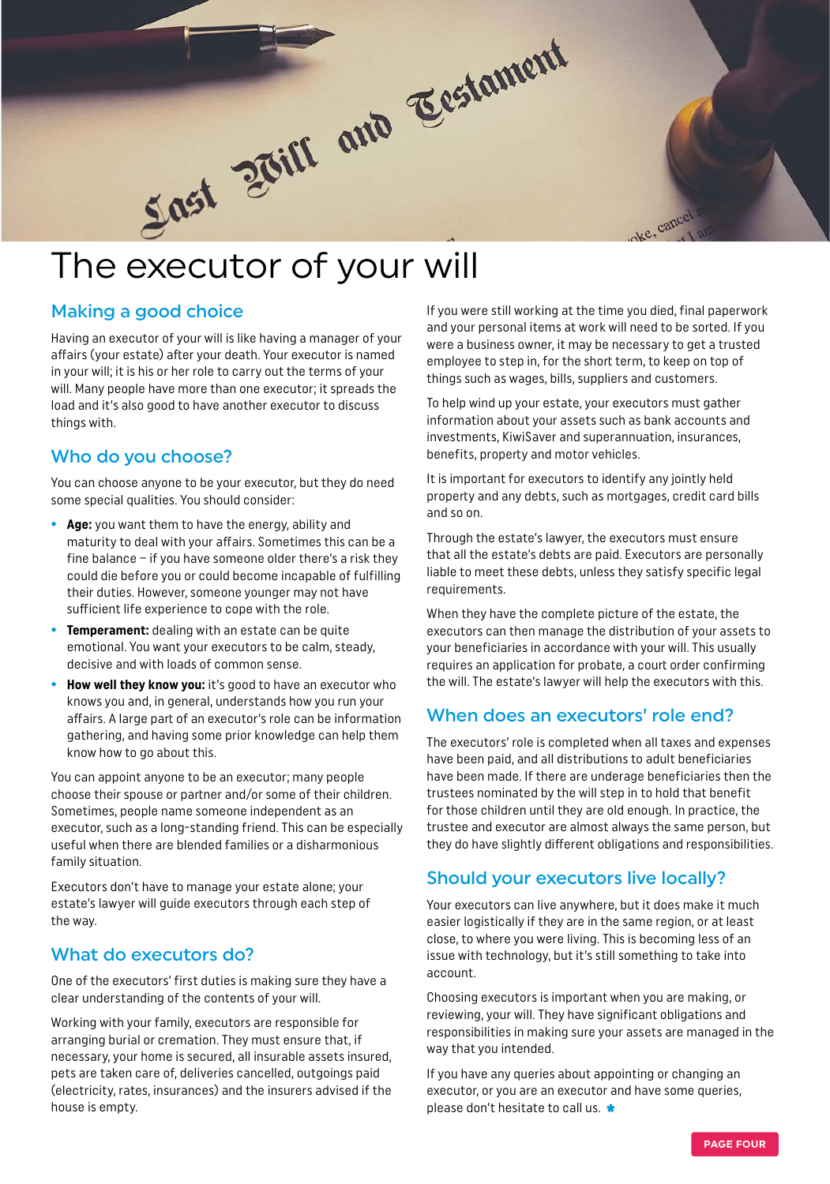# The executor of your will

## Making a good choice

Having an executor of your will is like having a manager of your affairs (your estate) after your death. Your executor is named in your will; it is his or her role to carry out the terms of your will. Many people have more than one executor; it spreads the load and it's also good to have another executor to discuss things with.

## Who do you choose?

You can choose anyone to be your executor, but they do need some special qualities. You should consider:

- **Age:** you want them to have the energy, ability and maturity to deal with your affairs. Sometimes this can be a fine balance – if you have someone older there's a risk they could die before you or could become incapable of fulfilling their duties. However, someone younger may not have sufficient life experience to cope with the role.
- **Temperament:** dealing with an estate can be quite emotional. You want your executors to be calm, steady, decisive and with loads of common sense.
- **How well they know you:** it's good to have an executor who knows you and, in general, understands how you run your affairs. A large part of an executor's role can be information gathering, and having some prior knowledge can help them know how to go about this.

You can appoint anyone to be an executor; many people choose their spouse or partner and/or some of their children. Sometimes, people name someone independent as an executor, such as a long-standing friend. This can be especially useful when there are blended families or a disharmonious family situation.

Executors don't have to manage your estate alone; your estate's lawyer will guide executors through each step of the way.

## What do executors do?

One of the executors' first duties is making sure they have a clear understanding of the contents of your will.

Working with your family, executors are responsible for arranging burial or cremation. They must ensure that, if necessary, your home is secured, all insurable assets insured, pets are taken care of, deliveries cancelled, outgoings paid (electricity, rates, insurances) and the insurers advised if the house is empty.

If you were still working at the time you died, final paperwork and your personal items at work will need to be sorted. If you were a business owner, it may be necessary to get a trusted employee to step in, for the short term, to keep on top of things such as wages, bills, suppliers and customers.

To help wind up your estate, your executors must gather information about your assets such as bank accounts and investments, KiwiSaver and superannuation, insurances, benefits, property and motor vehicles.

It is important for executors to identify any jointly held property and any debts, such as mortgages, credit card bills and so on.

Through the estate's lawyer, the executors must ensure that all the estate's debts are paid. Executors are personally liable to meet these debts, unless they satisfy specific legal requirements.

When they have the complete picture of the estate, the executors can then manage the distribution of your assets to your beneficiaries in accordance with your will. This usually requires an application for probate, a court order confirming the will. The estate's lawyer will help the executors with this.

## When does an executors' role end?

The executors' role is completed when all taxes and expenses have been paid, and all distributions to adult beneficiaries have been made. If there are underage beneficiaries then the trustees nominated by the will step in to hold that benefit for those children until they are old enough. In practice, the trustee and executor are almost always the same person, but they do have slightly different obligations and responsibilities.

## Should your executors live locally?

Your executors can live anywhere, but it does make it much easier logistically if they are in the same region, or at least close, to where you were living. This is becoming less of an issue with technology, but it's still something to take into account.

Choosing executors is important when you are making, or reviewing, your will. They have significant obligations and responsibilities in making sure your assets are managed in the way that you intended.

If you have any queries about appointing or changing an executor, or you are an executor and have some queries, please don't hesitate to call us.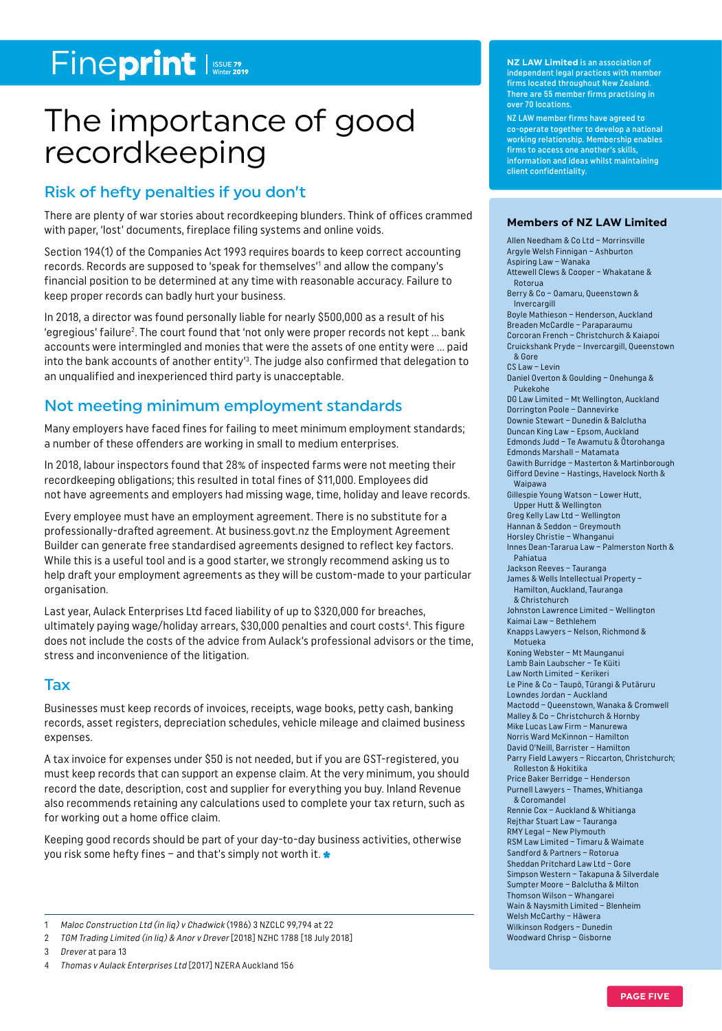# The importance of good recordkeeping

## Risk of hefty penalties if you don't

There are plenty of war stories about recordkeeping blunders. Think of offices crammed with paper, 'lost' documents, fireplace filing systems and online voids.

Section 194(1) of the Companies Act 1993 requires boards to keep correct accounting records. Records are supposed to 'speak for themselves'[1] and allow the company's financial position to be determined at any time with reasonable accuracy. Failure to keep proper records can badly hurt your business.

In 2018, a director was found personally liable for nearly $500,000 as a result of his 'egregious' failure[2]. The court found that 'not only were proper records not kept … bank accounts were intermingled and monies that were the assets of one entity were … paid into the bank accounts of another entity'[3]. The judge also confirmed that delegation to an unqualified and inexperienced third party is unacceptable.

## Not meeting minimum employment standards

Many employers have faced fines for failing to meet minimum employment standards; a number of these offenders are working in small to medium enterprises.

In 2018, labour inspectors found that 28% of inspected farms were not meeting their recordkeeping obligations; this resulted in total fines of $11,000. Employees did not have agreements and employers had missing wage, time, holiday and leave records.

Every employee must have an employment agreement. There is no substitute for a professionally-drafted agreement. At business.govt.nz the Employment Agreement Builder can generate free standardised agreements designed to reflect key factors. While this is a useful tool and is a good starter, we strongly recommend asking us to help draft your employment agreements as they will be custom-made to your particular organisation.

Last year, Aulack Enterprises Ltd faced liability of up to $320,000 for breaches, ultimately paying wage/holiday arrears, $30,000 penalties and court costs[4]. This figure does not include the costs of the advice from Aulack's professional advisors or the time, stress and inconvenience of the litigation.

## Tax

Businesses must keep records of invoices, receipts, wage books, petty cash, banking records, asset registers, depreciation schedules, vehicle mileage and claimed business expenses.

A tax invoice for expenses under $50 is not needed, but if you are GST-registered, you must keep records that can support an expense claim. At the very minimum, you should record the date, description, cost and supplier for everything you buy. Inland Revenue also recommends retaining any calculations used to complete your tax return, such as for working out a home office claim.

Keeping good records should be part of your day-to-day business activities, otherwise you risk some hefty fines – and that's simply not worth it.

1. *Maloc Construction Ltd (in liq) v Chadwick* (1986) 3 NZCLC 99,794 at 22
2. *TGM Trading Limited (in liq) & Anor v Drever* [2018] NZHC 1788 [18 July 2018]
3. *Drever* at para 13
4. *Thomas v Aulack Enterprises Ltd* [2017] NZERA Auckland 156

---

**NZ LAW Limited** is an association of independent legal practices with member firms located throughout New Zealand. There are 55 member firms practising in over 70 locations.

NZ LAW member firms have agreed to co-operate together to develop a national working relationship. Membership enables firms to access one another's skills, information and ideas whilst maintaining client confidentiality.

### Members of NZ LAW Limited

- Allen Needham & Co Ltd – Morrinsville
- Argyle Welsh Finnigan – Ashburton
- Aspiring Law – Wanaka
- Attewell Clews & Cooper – Whakatane & Rotorua
- Berry & Co – Oamaru, Queenstown & Invercargill
- Boyle Mathieson – Henderson, Auckland
- Breaden McCardle – Paraparaumu
- Corcoran French – Christchurch & Kaiapoi
- Cruickshank Pryde – Invercargill, Queenstown & Gore
- CS Law – Levin
- Daniel Overton & Goulding – Onehunga & Pukekohe
- DG Law Limited – Mt Wellington, Auckland
- Dorrington Poole – Dannevirke
- Downie Stewart – Dunedin & Balclutha
- Duncan King Law – Epsom, Auckland
- Edmonds Judd – Te Awamutu & Ōtorohanga
- Edmonds Marshall – Matamata
- Gawith Burridge – Masterton & Martinborough
- Gifford Devine – Hastings, Havelock North & Waipawa
- Gillespie Young Watson – Lower Hutt, Upper Hutt & Wellington
- Greg Kelly Law Ltd – Wellington
- Hannan & Seddon – Greymouth
- Horsley Christie – Whanganui
- Innes Dean-Tararua Law – Palmerston North & Pahiatua
- Jackson Reeves – Tauranga
- James & Wells Intellectual Property – Hamilton, Auckland, Tauranga & Christchurch
- Johnston Lawrence Limited – Wellington
- Kaimai Law – Bethlehem
- Knapps Lawyers – Nelson, Richmond & Motueka
- Koning Webster – Mt Maunganui
- Lamb Bain Laubscher – Te Kūiti
- Law North Limited – Kerikeri
- Le Pine & Co – Taupō, Tūrangi & Putāruru
- Lowndes Jordan – Auckland
- Mactodd – Queenstown, Wanaka & Cromwell
- Malley & Co – Christchurch & Hornby
- Mike Lucas Law Firm – Manurewa
- Norris Ward McKinnon – Hamilton
- David O'Neill, Barrister – Hamilton
- Parry Field Lawyers – Riccarton, Christchurch; Rolleston & Hokitika
- Price Baker Berridge – Henderson
- Purnell Lawyers – Thames, Whitianga & Coromandel
- Rennie Cox – Auckland & Whitianga
- Rejthar Stuart Law – Tauranga
- RMY Legal – New Plymouth
- RSM Law Limited – Timaru & Waimate
- Sandford & Partners – Rotorua
- Sheddan Pritchard Law Ltd – Gore
- Simpson Western – Takapuna & Silverdale
- Sumpter Moore – Balclutha & Milton
- Thomson Wilson – Whangarei
- Wain & Naysmith Limited – Blenheim
- Welsh McCarthy – Hāwera
- Wilkinson Rodgers – Dunedin
- Woodward Chrisp – Gisborne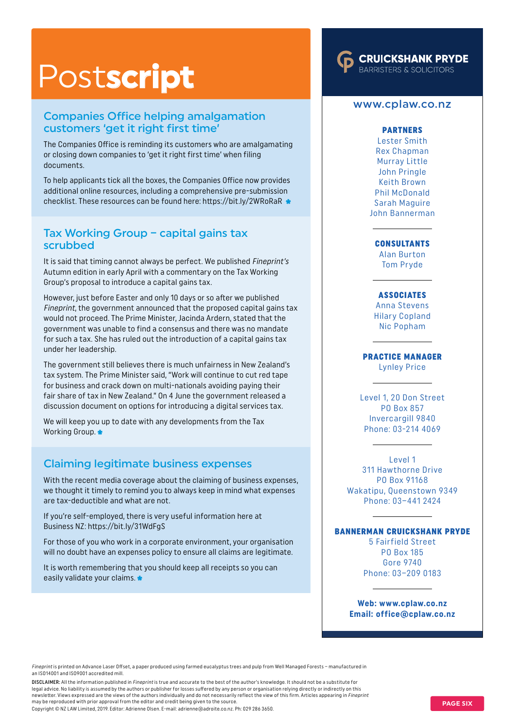# Postscript

## Companies Office helping amalgamation customers 'get it right first time'

The Companies Office is reminding its customers who are amalgamating or closing down companies to 'get it right first time' when filing documents.

To help applicants tick all the boxes, the Companies Office now provides additional online resources, including a comprehensive pre-submission checklist. These resources can be found here: https://bit.ly/2WRoRaR

## Tax Working Group – capital gains tax scrubbed

It is said that timing cannot always be perfect. We published *Fineprint's* Autumn edition in early April with a commentary on the Tax Working Group's proposal to introduce a capital gains tax.

However, just before Easter and only 10 days or so after we published *Fineprint*, the government announced that the proposed capital gains tax would not proceed. The Prime Minister, Jacinda Ardern, stated that the government was unable to find a consensus and there was no mandate for such a tax. She has ruled out the introduction of a capital gains tax under her leadership.

The government still believes there is much unfairness in New Zealand's tax system. The Prime Minister said, "Work will continue to cut red tape for business and crack down on multi-nationals avoiding paying their fair share of tax in New Zealand." On 4 June the government released a discussion document on options for introducing a digital services tax.

We will keep you up to date with any developments from the Tax Working Group.

## Claiming legitimate business expenses

With the recent media coverage about the claiming of business expenses, we thought it timely to remind you to always keep in mind what expenses are tax-deductible and what are not.

If you're self-employed, there is very useful information here at Business NZ: https://bit.ly/31WdFgS

For those of you who work in a corporate environment, your organisation will no doubt have an expenses policy to ensure all claims are legitimate.

It is worth remembering that you should keep all receipts so you can easily validate your claims.

---

**CRUICKSHANK PRYDE**
BARRISTERS & SOLICITORS

www.cplaw.co.nz

**PARTNERS**
Lester Smith
Rex Chapman
Murray Little
John Pringle
Keith Brown
Phil McDonald
Sarah Maguire
John Bannerman

**CONSULTANTS**
Alan Burton
Tom Pryde

**ASSOCIATES**
Anna Stevens
Hilary Copland
Nic Popham

**PRACTICE MANAGER**
Lynley Price

Level 1, 20 Don Street
PO Box 857
Invercargill 9840
Phone: 03-214 4069

Level 1
311 Hawthorne Drive
PO Box 91168
Wakatipu, Queenstown 9349
Phone: 03–441 2424

**BANNERMAN CRUICKSHANK PRYDE**
5 Fairfield Street
PO Box 185
Gore 9740
Phone: 03–209 0183

**Web: www.cplaw.co.nz**
**Email: office@cplaw.co.nz**

---

*Fineprint* is printed on Advance Laser Offset, a paper produced using farmed eucalyptus trees and pulp from Well Managed Forests – manufactured in an ISO14001 and ISO9001 accredited mill.

**DISCLAIMER:** All the information published in *Fineprint* is true and accurate to the best of the author's knowledge. It should not be a substitute for legal advice. No liability is assumed by the authors or publisher for losses suffered by any person or organisation relying directly or indirectly on this newsletter. Views expressed are the views of the authors individually and do not necessarily reflect the view of this firm. Articles appearing in *Fineprint* may be reproduced with prior approval from the editor and credit being given to the source.
Copyright © NZ LAW Limited, 2019. Editor: Adrienne Olsen. E-mail: adrienne@adroite.co.nz. Ph: 029 286 3650.